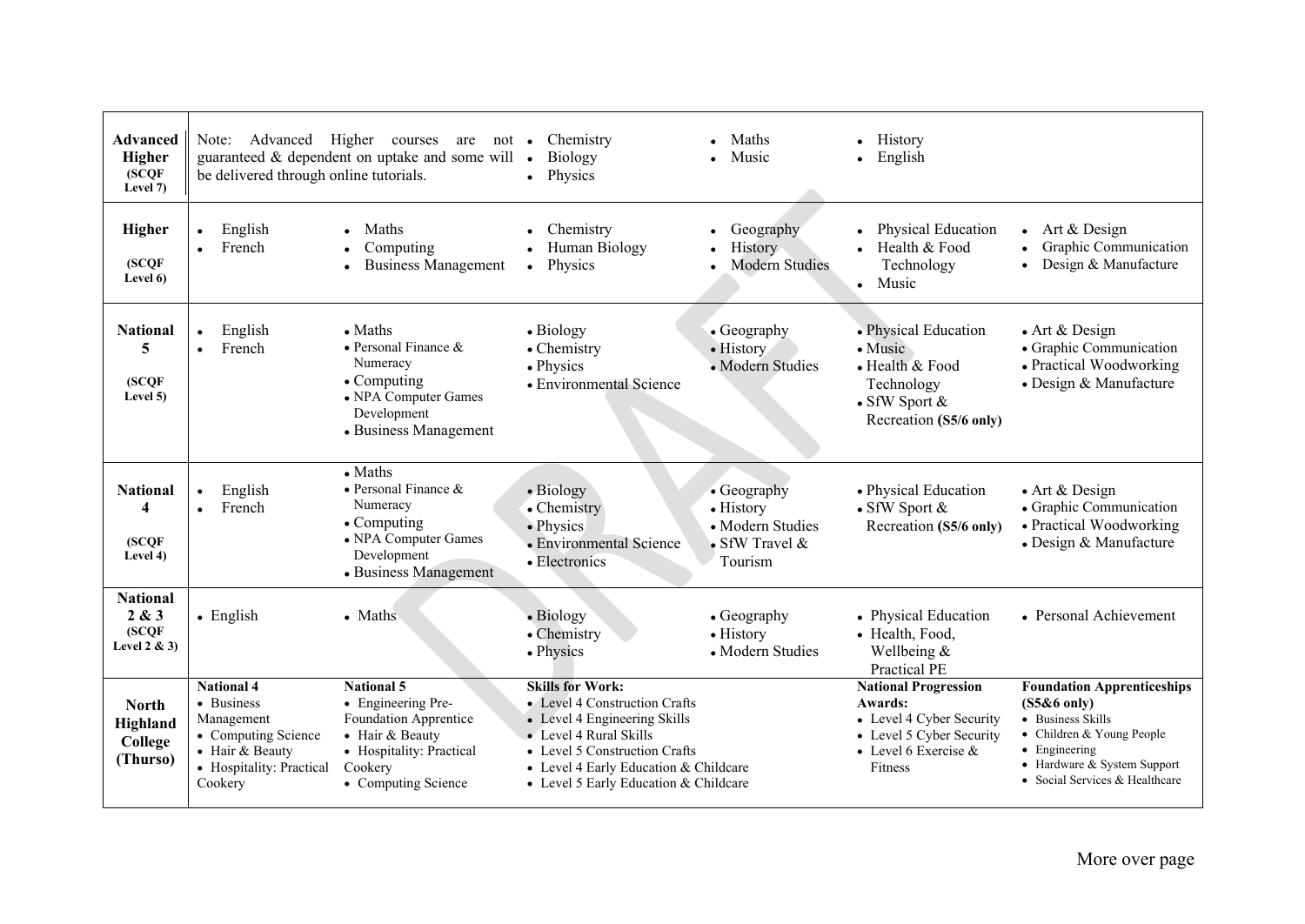| | | | | | | |
|---|---|---|---|---|---|---|
| **Advanced Higher (SCQF Level 7)** | Note: Advanced Higher courses are not guaranteed & dependent on uptake and some will be delivered through online tutorials. | | • Chemistry<br>• Biology<br>• Physics | • Maths<br>• Music | • History<br>• English | |
| **Higher (SCQF Level 6)** | • English<br>• French | • Maths<br>• Computing<br>• Business Management | • Chemistry<br>• Human Biology<br>• Physics | • Geography<br>• History<br>• Modern Studies | • Physical Education<br>• Health & Food Technology<br>• Music | • Art & Design<br>• Graphic Communication<br>• Design & Manufacture |
| **National 5 (SCQF Level 5)** | • English<br>• French | • Maths<br>• Personal Finance & Numeracy<br>• Computing<br>• NPA Computer Games Development<br>• Business Management | • Biology<br>• Chemistry<br>• Physics<br>• Environmental Science | • Geography<br>• History<br>• Modern Studies | • Physical Education<br>• Music<br>• Health & Food Technology<br>• SfW Sport & Recreation **(S5/6 only)** | • Art & Design<br>• Graphic Communication<br>• Practical Woodworking<br>• Design & Manufacture |
| **National 4 (SCQF Level 4)** | • English<br>• French | • Maths<br>• Personal Finance & Numeracy<br>• Computing<br>• NPA Computer Games Development<br>• Business Management | • Biology<br>• Chemistry<br>• Physics<br>• Environmental Science<br>• Electronics | • Geography<br>• History<br>• Modern Studies<br>• SfW Travel & Tourism | • Physical Education<br>• SfW Sport & Recreation **(S5/6 only)** | • Art & Design<br>• Graphic Communication<br>• Practical Woodworking<br>• Design & Manufacture |
| **National 2 & 3 (SCQF Level 2 & 3)** | • English | • Maths | • Biology<br>• Chemistry<br>• Physics | • Geography<br>• History<br>• Modern Studies | • Physical Education<br>• Health, Food, Wellbeing & Practical PE | • Personal Achievement |
| **North Highland College (Thurso)** | **National 4**<br>• Business Management<br>• Computing Science<br>• Hair & Beauty<br>• Hospitality: Practical Cookery | **National 5**<br>• Engineering Pre-Foundation Apprentice<br>• Hair & Beauty<br>• Hospitality: Practical Cookery<br>• Computing Science | **Skills for Work:**<br>• Level 4 Construction Crafts<br>• Level 4 Engineering Skills<br>• Level 4 Rural Skills<br>• Level 5 Construction Crafts<br>• Level 4 Early Education & Childcare<br>• Level 5 Early Education & Childcare | | **National Progression Awards:**<br>• Level 4 Cyber Security<br>• Level 5 Cyber Security<br>• Level 6 Exercise & Fitness | **Foundation Apprenticeships (S5&6 only)**<br>• Business Skills<br>• Children & Young People<br>• Engineering<br>• Hardware & System Support<br>• Social Services & Healthcare |

More over page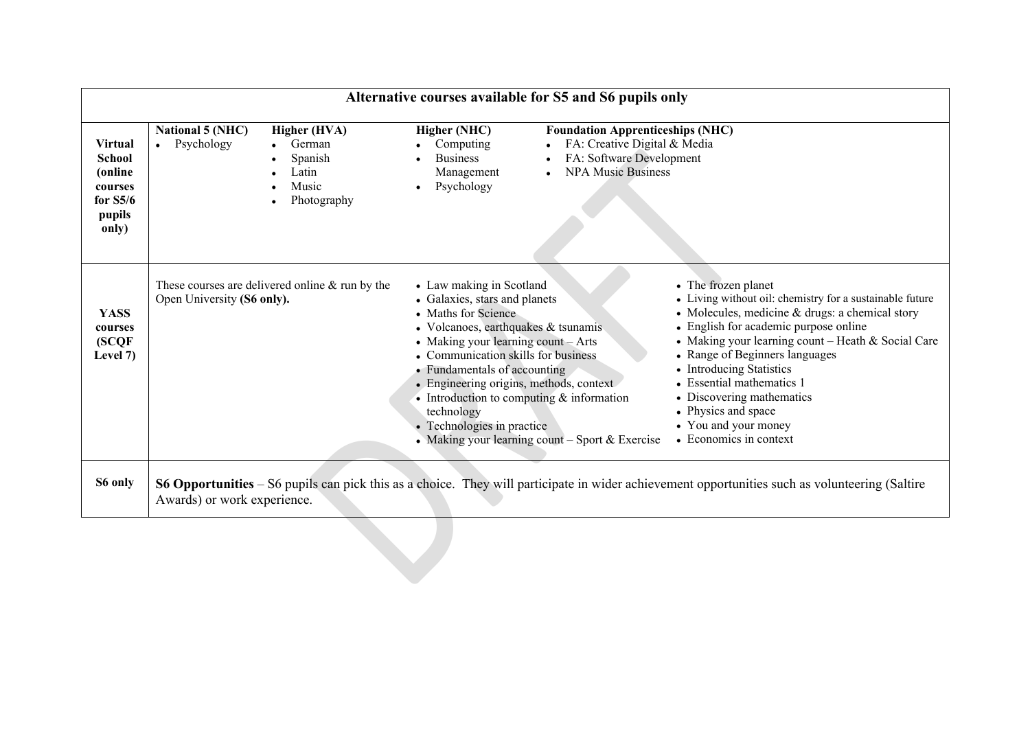| Alternative courses available for S5 and S6 pupils only | | | | |
|---|---|---|---|---|
| **Virtual School (online courses for S5/6 pupils only)** | **National 5 (NHC)**<br>• Psychology | **Higher (HVA)**<br>• German<br>• Spanish<br>• Latin<br>• Music<br>• Photography | **Higher (NHC)**<br>• Computing<br>• Business Management<br>• Psychology | **Foundation Apprenticeships (NHC)**<br>• FA: Creative Digital & Media<br>• FA: Software Development<br>• NPA Music Business |
| **YASS courses (SCQF Level 7)** | These courses are delivered online & run by the Open University **(S6 only).** | | • Law making in Scotland<br>• Galaxies, stars and planets<br>• Maths for Science<br>• Volcanoes, earthquakes & tsunamis<br>• Making your learning count – Arts<br>• Communication skills for business<br>• Fundamentals of accounting<br>• Engineering origins, methods, context<br>• Introduction to computing & information technology<br>• Technologies in practice<br>• Making your learning count – Sport & Exercise | • The frozen planet<br>• Living without oil: chemistry for a sustainable future<br>• Molecules, medicine & drugs: a chemical story<br>• English for academic purpose online<br>• Making your learning count – Heath & Social Care<br>• Range of Beginners languages<br>• Introducing Statistics<br>• Essential mathematics 1<br>• Discovering mathematics<br>• Physics and space<br>• You and your money<br>• Economics in context |
| **S6 only** | **S6 Opportunities** – S6 pupils can pick this as a choice. They will participate in wider achievement opportunities such as volunteering (Saltire Awards) or work experience. | | | |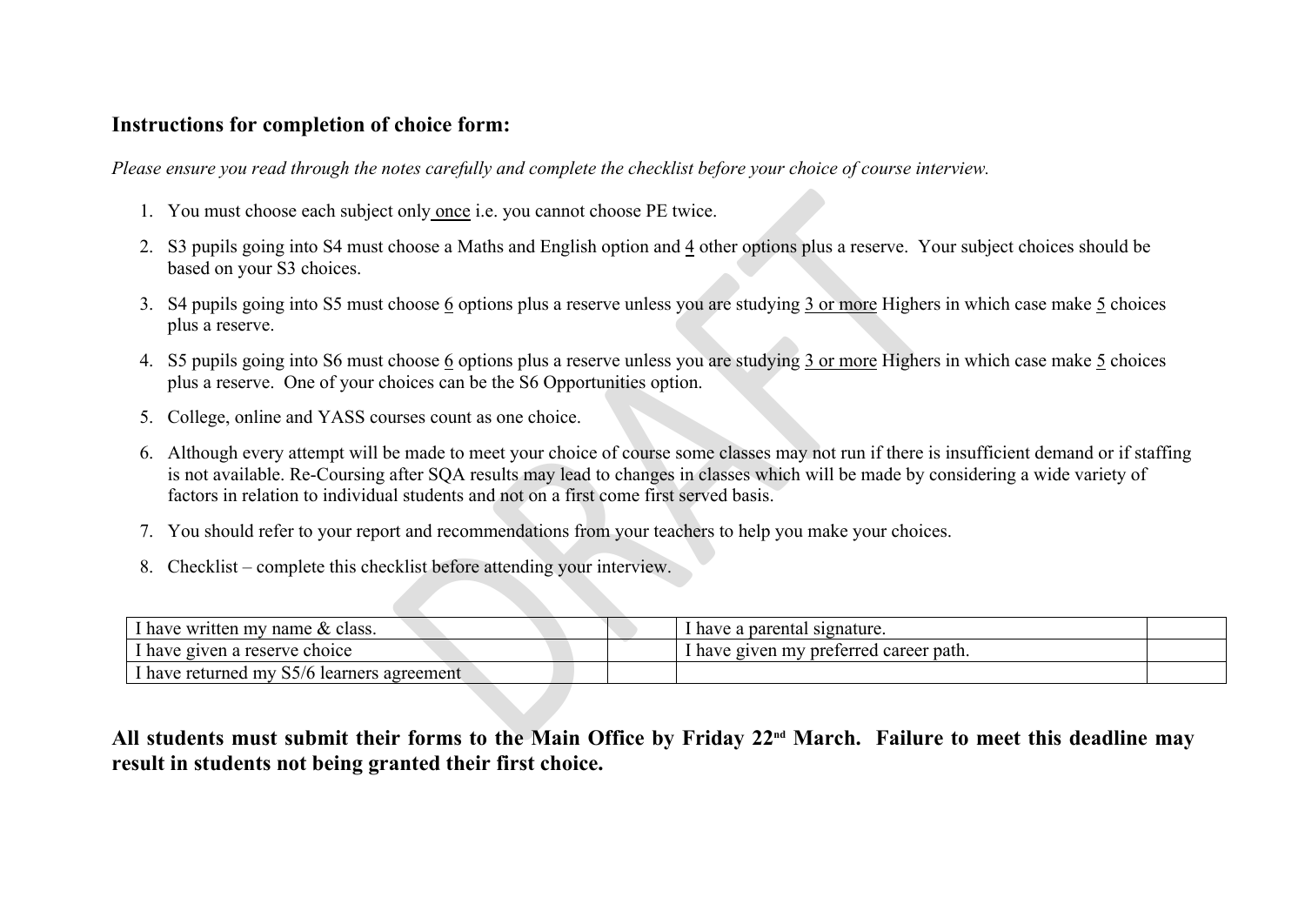**Instructions for completion of choice form:**

*Please ensure you read through the notes carefully and complete the checklist before your choice of course interview.*

1. You must choose each subject only once i.e. you cannot choose PE twice.
2. S3 pupils going into S4 must choose a Maths and English option and 4 other options plus a reserve. Your subject choices should be based on your S3 choices.
3. S4 pupils going into S5 must choose 6 options plus a reserve unless you are studying 3 or more Highers in which case make 5 choices plus a reserve.
4. S5 pupils going into S6 must choose 6 options plus a reserve unless you are studying 3 or more Highers in which case make 5 choices plus a reserve. One of your choices can be the S6 Opportunities option.
5. College, online and YASS courses count as one choice.
6. Although every attempt will be made to meet your choice of course some classes may not run if there is insufficient demand or if staffing is not available. Re-Coursing after SQA results may lead to changes in classes which will be made by considering a wide variety of factors in relation to individual students and not on a first come first served basis.
7. You should refer to your report and recommendations from your teachers to help you make your choices.
8. Checklist – complete this checklist before attending your interview.

| | | | |
|---|---|---|---|
| I have written my name & class. | | I have a parental signature. | |
| I have given a reserve choice | | I have given my preferred career path. | |
| I have returned my S5/6 learners agreement | | | |

**All students must submit their forms to the Main Office by Friday 22nd March. Failure to meet this deadline may result in students not being granted their first choice.**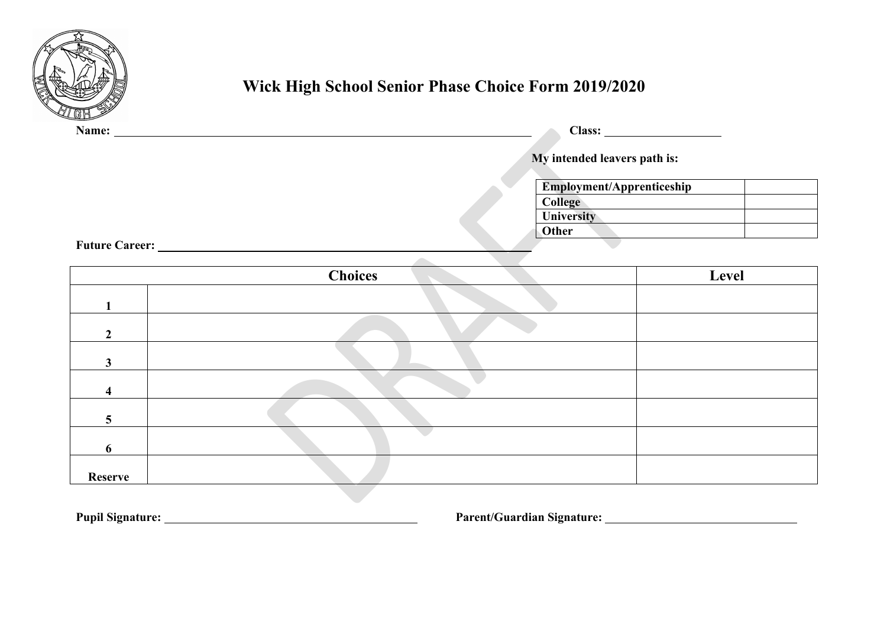# Wick High School Senior Phase Choice Form 2019/2020

**Name:** ____________________ **Class:** ____________

**My intended leavers path is:**

| | |
|---|---|
| **Employment/Apprenticeship** | |
| **College** | |
| **University** | |
| **Other** | |

**Future Career:** ____________________

| **Choices** | | **Level** |
|---|---|---|
| **1** | | |
| **2** | | |
| **3** | | |
| **4** | | |
| **5** | | |
| **6** | | |
| **Reserve** | | |

**Pupil Signature:** ____________________ **Parent/Guardian Signature:** ____________________

DRAFT